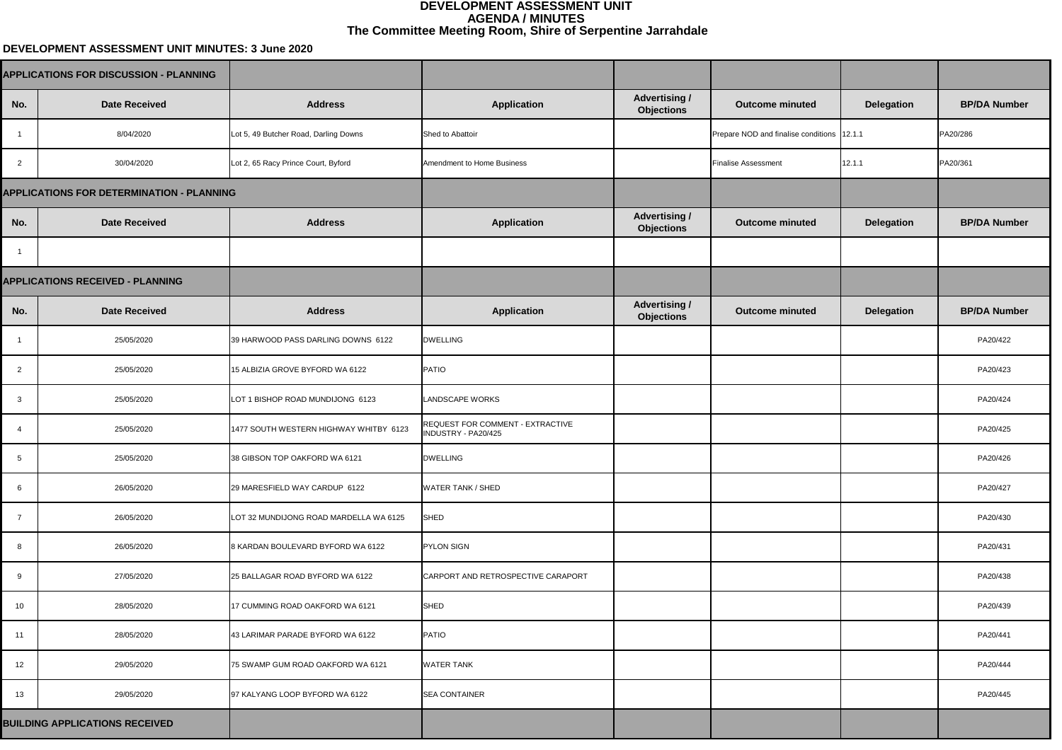# DEVELOPMENT ASSESSMENT UNIT
## AGENDA / MINUTES
## The Committee Meeting Room, Shire of Serpentine Jarrahdale

**DEVELOPMENT ASSESSMENT UNIT MINUTES: 3 June 2020**

| **APPLICATIONS FOR DISCUSSION - PLANNING** | | | | | | | |
|---|---|---|---|---|---|---|---|
| **No.** | **Date Received** | **Address** | **Application** | **Advertising / Objections** | **Outcome minuted** | **Delegation** | **BP/DA Number** |
| 1 | 8/04/2020 | Lot 5, 49 Butcher Road, Darling Downs | Shed to Abattoir | | Prepare NOD and finalise conditions | 12.1.1 | PA20/286 |
| 2 | 30/04/2020 | Lot 2, 65 Racy Prince Court, Byford | Amendment to Home Business | | Finalise Assessment | 12.1.1 | PA20/361 |
| **APPLICATIONS FOR DETERMINATION - PLANNING** | | | | | | | |
| **No.** | **Date Received** | **Address** | **Application** | **Advertising / Objections** | **Outcome minuted** | **Delegation** | **BP/DA Number** |
| 1 | | | | | | | |
| **APPLICATIONS RECEIVED - PLANNING** | | | | | | | |
| **No.** | **Date Received** | **Address** | **Application** | **Advertising / Objections** | **Outcome minuted** | **Delegation** | **BP/DA Number** |
| 1 | 25/05/2020 | 39 HARWOOD PASS DARLING DOWNS 6122 | DWELLING | | | | PA20/422 |
| 2 | 25/05/2020 | 15 ALBIZIA GROVE BYFORD WA 6122 | PATIO | | | | PA20/423 |
| 3 | 25/05/2020 | LOT 1 BISHOP ROAD MUNDIJONG 6123 | LANDSCAPE WORKS | | | | PA20/424 |
| 4 | 25/05/2020 | 1477 SOUTH WESTERN HIGHWAY WHITBY 6123 | REQUEST FOR COMMENT - EXTRACTIVE INDUSTRY - PA20/425 | | | | PA20/425 |
| 5 | 25/05/2020 | 38 GIBSON TOP OAKFORD WA 6121 | DWELLING | | | | PA20/426 |
| 6 | 26/05/2020 | 29 MARESFIELD WAY CARDUP 6122 | WATER TANK / SHED | | | | PA20/427 |
| 7 | 26/05/2020 | LOT 32 MUNDIJONG ROAD MARDELLA WA 6125 | SHED | | | | PA20/430 |
| 8 | 26/05/2020 | 8 KARDAN BOULEVARD BYFORD WA 6122 | PYLON SIGN | | | | PA20/431 |
| 9 | 27/05/2020 | 25 BALLAGAR ROAD BYFORD WA 6122 | CARPORT AND RETROSPECTIVE CARAPORT | | | | PA20/438 |
| 10 | 28/05/2020 | 17 CUMMING ROAD OAKFORD WA 6121 | SHED | | | | PA20/439 |
| 11 | 28/05/2020 | 43 LARIMAR PARADE BYFORD WA 6122 | PATIO | | | | PA20/441 |
| 12 | 29/05/2020 | 75 SWAMP GUM ROAD OAKFORD WA 6121 | WATER TANK | | | | PA20/444 |
| 13 | 29/05/2020 | 97 KALYANG LOOP BYFORD WA 6122 | SEA CONTAINER | | | | PA20/445 |
| **BUILDING APPLICATIONS RECEIVED** | | | | | | | |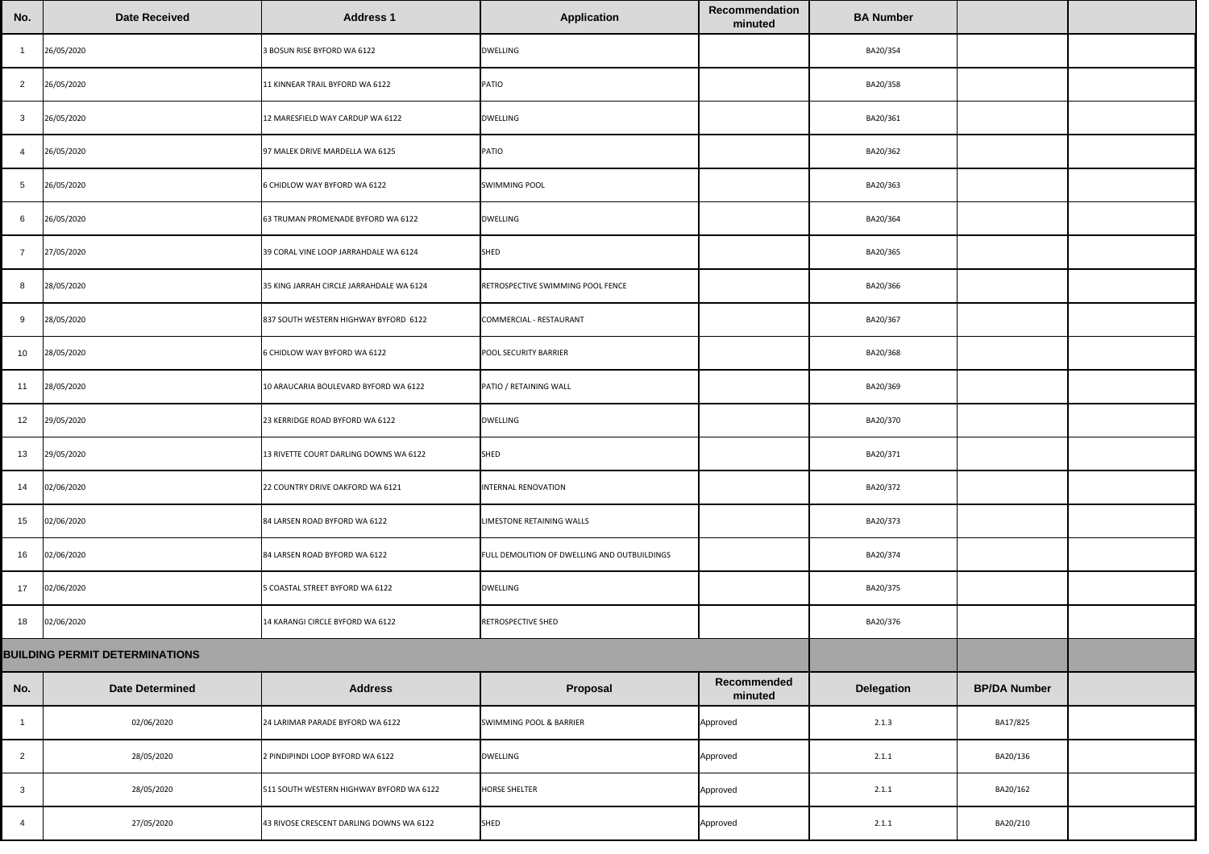| No. | Date Received | Address 1 | Application | Recommendation minuted | BA Number | | |
|---|---|---|---|---|---|---|---|
| 1 | 26/05/2020 | 3 BOSUN RISE BYFORD WA 6122 | DWELLING | | BA20/354 | | |
| 2 | 26/05/2020 | 11 KINNEAR TRAIL BYFORD WA 6122 | PATIO | | BA20/358 | | |
| 3 | 26/05/2020 | 12 MARESFIELD WAY CARDUP WA 6122 | DWELLING | | BA20/361 | | |
| 4 | 26/05/2020 | 97 MALEK DRIVE MARDELLA WA 6125 | PATIO | | BA20/362 | | |
| 5 | 26/05/2020 | 6 CHIDLOW WAY BYFORD WA 6122 | SWIMMING POOL | | BA20/363 | | |
| 6 | 26/05/2020 | 63 TRUMAN PROMENADE BYFORD WA 6122 | DWELLING | | BA20/364 | | |
| 7 | 27/05/2020 | 39 CORAL VINE LOOP JARRAHDALE WA 6124 | SHED | | BA20/365 | | |
| 8 | 28/05/2020 | 35 KING JARRAH CIRCLE JARRAHDALE WA 6124 | RETROSPECTIVE SWIMMING POOL FENCE | | BA20/366 | | |
| 9 | 28/05/2020 | 837 SOUTH WESTERN HIGHWAY BYFORD 6122 | COMMERCIAL - RESTAURANT | | BA20/367 | | |
| 10 | 28/05/2020 | 6 CHIDLOW WAY BYFORD WA 6122 | POOL SECURITY BARRIER | | BA20/368 | | |
| 11 | 28/05/2020 | 10 ARAUCARIA BOULEVARD BYFORD WA 6122 | PATIO / RETAINING WALL | | BA20/369 | | |
| 12 | 29/05/2020 | 23 KERRIDGE ROAD BYFORD WA 6122 | DWELLING | | BA20/370 | | |
| 13 | 29/05/2020 | 13 RIVETTE COURT DARLING DOWNS WA 6122 | SHED | | BA20/371 | | |
| 14 | 02/06/2020 | 22 COUNTRY DRIVE OAKFORD WA 6121 | INTERNAL RENOVATION | | BA20/372 | | |
| 15 | 02/06/2020 | 84 LARSEN ROAD BYFORD WA 6122 | LIMESTONE RETAINING WALLS | | BA20/373 | | |
| 16 | 02/06/2020 | 84 LARSEN ROAD BYFORD WA 6122 | FULL DEMOLITION OF DWELLING AND OUTBUILDINGS | | BA20/374 | | |
| 17 | 02/06/2020 | 5 COASTAL STREET BYFORD WA 6122 | DWELLING | | BA20/375 | | |
| 18 | 02/06/2020 | 14 KARANGI CIRCLE BYFORD WA 6122 | RETROSPECTIVE SHED | | BA20/376 | | |

**BUILDING PERMIT DETERMINATIONS**

| No. | Date Determined | Address | Proposal | Recommended minuted | Delegation | BP/DA Number | |
|---|---|---|---|---|---|---|---|
| 1 | 02/06/2020 | 24 LARIMAR PARADE BYFORD WA 6122 | SWIMMING POOL & BARRIER | Approved | 2.1.3 | BA17/825 | |
| 2 | 28/05/2020 | 2 PINDIPINDI LOOP BYFORD WA 6122 | DWELLING | Approved | 2.1.1 | BA20/136 | |
| 3 | 28/05/2020 | 511 SOUTH WESTERN HIGHWAY BYFORD WA 6122 | HORSE SHELTER | Approved | 2.1.1 | BA20/162 | |
| 4 | 27/05/2020 | 43 RIVOSE CRESCENT DARLING DOWNS WA 6122 | SHED | Approved | 2.1.1 | BA20/210 | |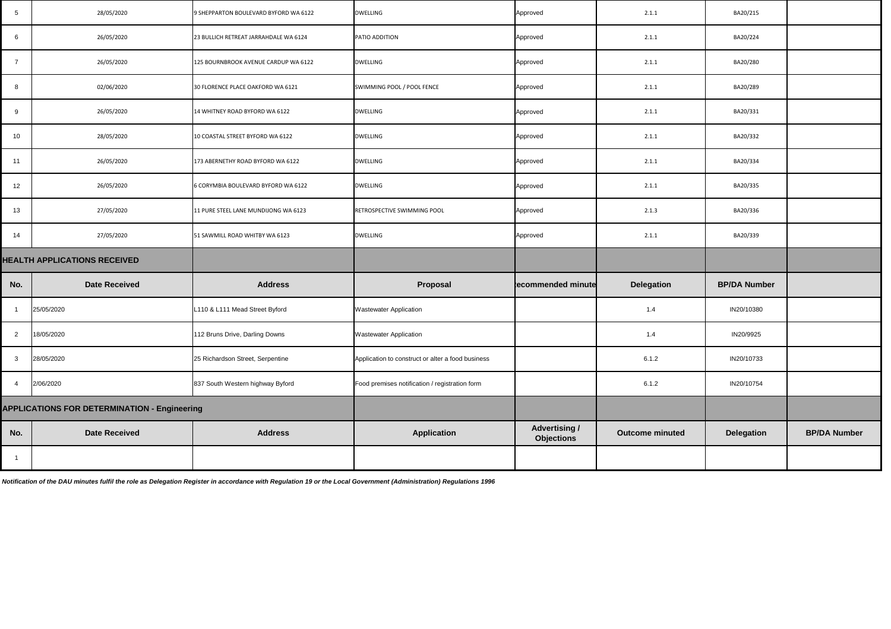| | | | | | | | |
|---|---|---|---|---|---|---|---|
| 5 | 28/05/2020 | 9 SHEPPARTON BOULEVARD BYFORD WA 6122 | DWELLING | Approved | 2.1.1 | BA20/215 | |
| 6 | 26/05/2020 | 23 BULLICH RETREAT JARRAHDALE WA 6124 | PATIO ADDITION | Approved | 2.1.1 | BA20/224 | |
| 7 | 26/05/2020 | 125 BOURNBROOK AVENUE CARDUP WA 6122 | DWELLING | Approved | 2.1.1 | BA20/280 | |
| 8 | 02/06/2020 | 30 FLORENCE PLACE OAKFORD WA 6121 | SWIMMING POOL / POOL FENCE | Approved | 2.1.1 | BA20/289 | |
| 9 | 26/05/2020 | 14 WHITNEY ROAD BYFORD WA 6122 | DWELLING | Approved | 2.1.1 | BA20/331 | |
| 10 | 28/05/2020 | 10 COASTAL STREET BYFORD WA 6122 | DWELLING | Approved | 2.1.1 | BA20/332 | |
| 11 | 26/05/2020 | 173 ABERNETHY ROAD BYFORD WA 6122 | DWELLING | Approved | 2.1.1 | BA20/334 | |
| 12 | 26/05/2020 | 6 CORYMBIA BOULEVARD BYFORD WA 6122 | DWELLING | Approved | 2.1.1 | BA20/335 | |
| 13 | 27/05/2020 | 11 PURE STEEL LANE MUNDIJONG WA 6123 | RETROSPECTIVE SWIMMING POOL | Approved | 2.1.3 | BA20/336 | |
| 14 | 27/05/2020 | 51 SAWMILL ROAD WHITBY WA 6123 | DWELLING | Approved | 2.1.1 | BA20/339 | |

**HEALTH APPLICATIONS RECEIVED**

| No. | Date Received | Address | Proposal | Recommended minute | Delegation | BP/DA Number | |
|---|---|---|---|---|---|---|---|
| 1 | 25/05/2020 | L110 & L111 Mead Street Byford | Wastewater Application | | 1.4 | IN20/10380 | |
| 2 | 18/05/2020 | 112 Bruns Drive, Darling Downs | Wastewater Application | | 1.4 | IN20/9925 | |
| 3 | 28/05/2020 | 25 Richardson Street, Serpentine | Application to construct or alter a food business | | 6.1.2 | IN20/10733 | |
| 4 | 2/06/2020 | 837 South Western highway Byford | Food premises notification / registration form | | 6.1.2 | IN20/10754 | |

**APPLICATIONS FOR DETERMINATION - Engineering**

| No. | Date Received | Address | Application | Advertising / Objections | Outcome minuted | Delegation | BP/DA Number |
|---|---|---|---|---|---|---|---|
| 1 | | | | | | | |

*Notification of the DAU minutes fulfil the role as Delegation Register in accordance with Regulation 19 or the Local Government (Administration) Regulations 1996*